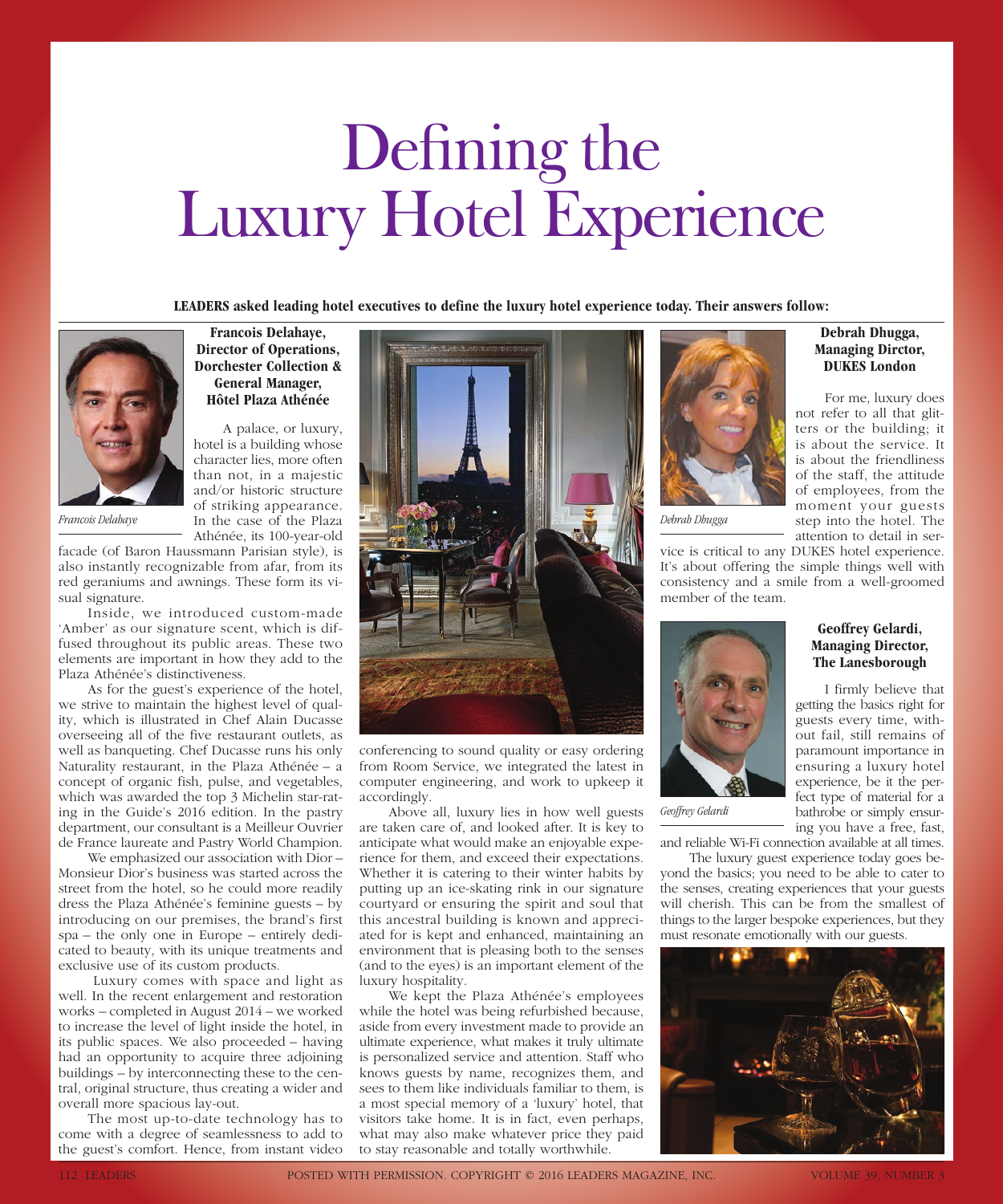# Defining the Luxury Hotel Experience

**LEADERS asked leading hotel executives to define the luxury hotel experience today. Their answers follow:**

*Francois Delahaye*

### Francois Delahaye, Director of Operations, Dorchester Collection & General Manager, Hôtel Plaza Athénée

A palace, or luxury, hotel is a building whose character lies, more often than not, in a majestic and/or historic structure of striking appearance. In the case of the Plaza Athénée, its 100-year-old facade (of Baron Haussmann Parisian style), is also instantly recognizable from afar, from its red geraniums and awnings. These form its visual signature.

Inside, we introduced custom-made 'Amber' as our signature scent, which is diffused throughout its public areas. These two elements are important in how they add to the Plaza Athénée's distinctiveness.

As for the guest's experience of the hotel, we strive to maintain the highest level of quality, which is illustrated in Chef Alain Ducasse overseeing all of the five restaurant outlets, as well as banqueting. Chef Ducasse runs his only Naturality restaurant, in the Plaza Athénée – a concept of organic fish, pulse, and vegetables, which was awarded the top 3 Michelin star-rating in the Guide's 2016 edition. In the pastry department, our consultant is a Meilleur Ouvrier de France laureate and Pastry World Champion.

We emphasized our association with Dior – Monsieur Dior's business was started across the street from the hotel, so he could more readily dress the Plaza Athénée's feminine guests – by introducing on our premises, the brand's first spa – the only one in Europe – entirely dedicated to beauty, with its unique treatments and exclusive use of its custom products.

Luxury comes with space and light as well. In the recent enlargement and restoration works – completed in August 2014 – we worked to increase the level of light inside the hotel, in its public spaces. We also proceeded – having had an opportunity to acquire three adjoining buildings – by interconnecting these to the central, original structure, thus creating a wider and overall more spacious lay-out.

The most up-to-date technology has to come with a degree of seamlessness to add to the guest's comfort. Hence, from instant video conferencing to sound quality or easy ordering from Room Service, we integrated the latest in computer engineering, and work to upkeep it accordingly.

Above all, luxury lies in how well guests are taken care of, and looked after. It is key to anticipate what would make an enjoyable experience for them, and exceed their expectations. Whether it is catering to their winter habits by putting up an ice-skating rink in our signature courtyard or ensuring the spirit and soul that this ancestral building is known and appreciated for is kept and enhanced, maintaining an environment that is pleasing both to the senses (and to the eyes) is an important element of the luxury hospitality.

We kept the Plaza Athénée's employees while the hotel was being refurbished because, aside from every investment made to provide an ultimate experience, what makes it truly ultimate is personalized service and attention. Staff who knows guests by name, recognizes them, and sees to them like individuals familiar to them, is a most special memory of a 'luxury' hotel, that visitors take home. It is in fact, even perhaps, what may also make whatever price they paid to stay reasonable and totally worthwhile.

*Debrah Dhugga*

### Debrah Dhugga, Managing Dirctor, DUKES London

For me, luxury does not refer to all that glitters or the building; it is about the service. It is about the friendliness of the staff, the attitude of employees, from the moment your guests step into the hotel. The attention to detail in service is critical to any DUKES hotel experience. It's about offering the simple things well with consistency and a smile from a well-groomed member of the team.

*Geoffrey Gelardi*

### Geoffrey Gelardi, Managing Director, The Lanesborough

I firmly believe that getting the basics right for guests every time, without fail, still remains of paramount importance in ensuring a luxury hotel experience, be it the perfect type of material for a bathrobe or simply ensuring you have a free, fast, and reliable Wi-Fi connection available at all times.

The luxury guest experience today goes beyond the basics; you need to be able to cater to the senses, creating experiences that your guests will cherish. This can be from the smallest of things to the larger bespoke experiences, but they must resonate emotionally with our guests.

POSTED WITH PERMISSION. COPYRIGHT © 2016 LEADERS MAGAZINE, INC.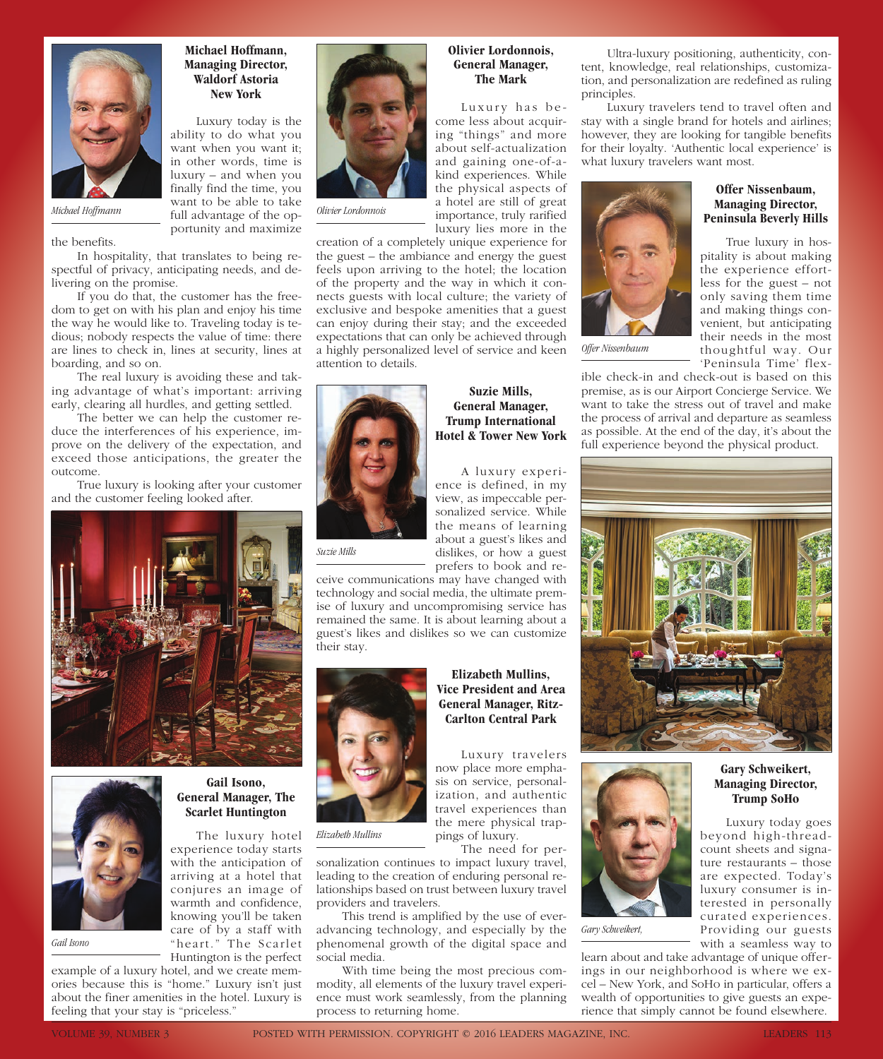### Michael Hoffmann, Managing Director, Waldorf Astoria New York

*Michael Hoffmann*

Luxury today is the ability to do what you want when you want it; in other words, time is luxury – and when you finally find the time, you want to be able to take full advantage of the opportunity and maximize the benefits.

In hospitality, that translates to being respectful of privacy, anticipating needs, and delivering on the promise.

If you do that, the customer has the freedom to get on with his plan and enjoy his time the way he would like to. Traveling today is tedious; nobody respects the value of time: there are lines to check in, lines at security, lines at boarding, and so on.

The real luxury is avoiding these and taking advantage of what's important: arriving early, clearing all hurdles, and getting settled.

The better we can help the customer reduce the interferences of his experience, improve on the delivery of the expectation, and exceed those anticipations, the greater the outcome.

True luxury is looking after your customer and the customer feeling looked after.

### Gail Isono, General Manager, The Scarlet Huntington

*Gail Isono*

The luxury hotel experience today starts with the anticipation of arriving at a hotel that conjures an image of warmth and confidence, knowing you'll be taken care of by a staff with "heart." The Scarlet Huntington is the perfect example of a luxury hotel, and we create memories because this is "home." Luxury isn't just about the finer amenities in the hotel. Luxury is feeling that your stay is "priceless."

### Olivier Lordonnois, General Manager, The Mark

*Olivier Lordonnois*

Luxury has become less about acquiring "things" and more about self-actualization and gaining one-of-a-kind experiences. While the physical aspects of a hotel are still of great importance, truly rarified luxury lies more in the creation of a completely unique experience for the guest – the ambiance and energy the guest feels upon arriving to the hotel; the location of the property and the way in which it connects guests with local culture; the variety of exclusive and bespoke amenities that a guest can enjoy during their stay; and the exceeded expectations that can only be achieved through a highly personalized level of service and keen attention to details.

### Suzie Mills, General Manager, Trump International Hotel & Tower New York

*Suzie Mills*

A luxury experience is defined, in my view, as impeccable personalized service. While the means of learning about a guest's likes and dislikes, or how a guest prefers to book and receive communications may have changed with technology and social media, the ultimate premise of luxury and uncompromising service has remained the same. It is about learning about a guest's likes and dislikes so we can customize their stay.

### Elizabeth Mullins, Vice President and Area General Manager, Ritz-Carlton Central Park

*Elizabeth Mullins*

Luxury travelers now place more emphasis on service, personalization, and authentic travel experiences than the mere physical trappings of luxury.

The need for personalization continues to impact luxury travel, leading to the creation of enduring personal relationships based on trust between luxury travel providers and travelers.

This trend is amplified by the use of ever-advancing technology, and especially by the phenomenal growth of the digital space and social media.

With time being the most precious commodity, all elements of the luxury travel experience must work seamlessly, from the planning process to returning home.

Ultra-luxury positioning, authenticity, content, knowledge, real relationships, customization, and personalization are redefined as ruling principles.

Luxury travelers tend to travel often and stay with a single brand for hotels and airlines; however, they are looking for tangible benefits for their loyalty. 'Authentic local experience' is what luxury travelers want most.

### Offer Nissenbaum, Managing Director, Peninsula Beverly Hills

*Offer Nissenbaum*

True luxury in hospitality is about making the experience effortless for the guest – not only saving them time and making things convenient, but anticipating their needs in the most thoughtful way. Our 'Peninsula Time' flexible check-in and check-out is based on this premise, as is our Airport Concierge Service. We want to take the stress out of travel and make the process of arrival and departure as seamless as possible. At the end of the day, it's about the full experience beyond the physical product.

### Gary Schweikert, Managing Director, Trump SoHo

*Gary Schweikert,*

Luxury today goes beyond high-thread-count sheets and signature restaurants – those are expected. Today's luxury consumer is interested in personally curated experiences. Providing our guests with a seamless way to learn about and take advantage of unique offerings in our neighborhood is where we excel – New York, and SoHo in particular, offers a wealth of opportunities to give guests an experience that simply cannot be found elsewhere.

POSTED WITH PERMISSION. COPYRIGHT © 2016 LEADERS MAGAZINE, INC.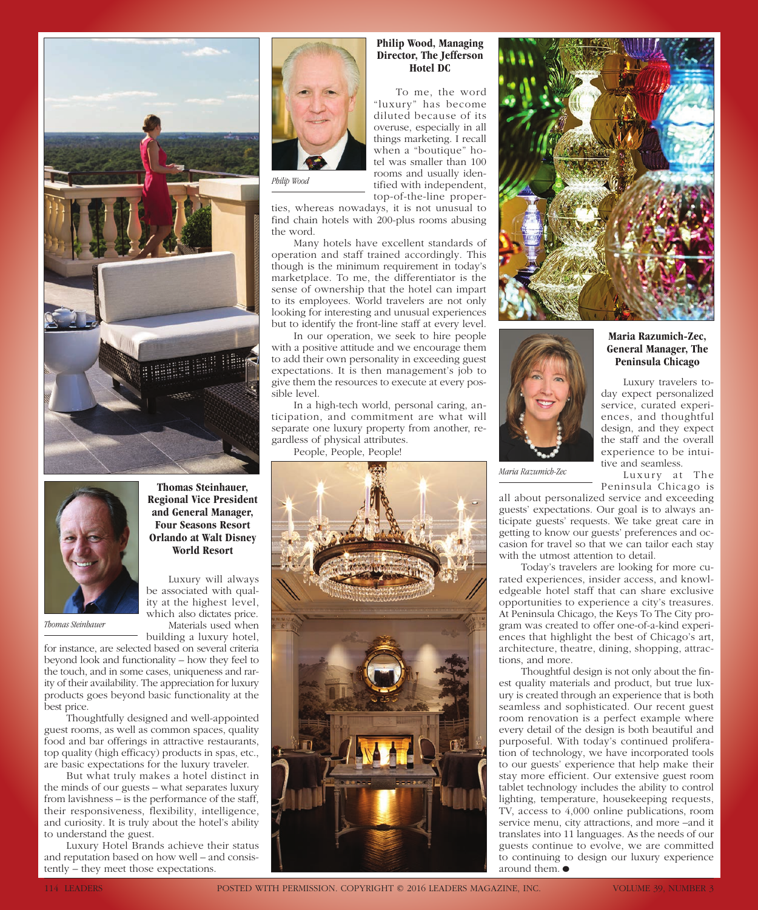## Philip Wood, Managing Director, The Jefferson Hotel DC

*Philip Wood*

To me, the word "luxury" has become diluted because of its overuse, especially in all things marketing. I recall when a "boutique" hotel was smaller than 100 rooms and usually identified with independent, top-of-the-line properties, whereas nowadays, it is not unusual to find chain hotels with 200-plus rooms abusing the word.

Many hotels have excellent standards of operation and staff trained accordingly. This though is the minimum requirement in today's marketplace. To me, the differentiator is the sense of ownership that the hotel can impart to its employees. World travelers are not only looking for interesting and unusual experiences but to identify the front-line staff at every level.

In our operation, we seek to hire people with a positive attitude and we encourage them to add their own personality in exceeding guest expectations. It is then management's job to give them the resources to execute at every possible level.

In a high-tech world, personal caring, anticipation, and commitment are what will separate one luxury property from another, regardless of physical attributes.

People, People, People!

## Thomas Steinhauer, Regional Vice President and General Manager, Four Seasons Resort Orlando at Walt Disney World Resort

*Thomas Steinhauer*

Luxury will always be associated with quality at the highest level, which also dictates price.

Materials used when building a luxury hotel, for instance, are selected based on several criteria beyond look and functionality – how they feel to the touch, and in some cases, uniqueness and rarity of their availability. The appreciation for luxury products goes beyond basic functionality at the best price.

Thoughtfully designed and well-appointed guest rooms, as well as common spaces, quality food and bar offerings in attractive restaurants, top quality (high efficacy) products in spas, etc., are basic expectations for the luxury traveler.

But what truly makes a hotel distinct in the minds of our guests – what separates luxury from lavishness – is the performance of the staff, their responsiveness, flexibility, intelligence, and curiosity. It is truly about the hotel's ability to understand the guest.

Luxury Hotel Brands achieve their status and reputation based on how well – and consistently – they meet those expectations.

## Maria Razumich-Zec, General Manager, The Peninsula Chicago

*Maria Razumich-Zec*

Luxury travelers today expect personalized service, curated experiences, and thoughtful design, and they expect the staff and the overall experience to be intuitive and seamless.

Luxury at The Peninsula Chicago is all about personalized service and exceeding guests' expectations. Our goal is to always anticipate guests' requests. We take great care in getting to know our guests' preferences and occasion for travel so that we can tailor each stay with the utmost attention to detail.

Today's travelers are looking for more curated experiences, insider access, and knowledgeable hotel staff that can share exclusive opportunities to experience a city's treasures. At Peninsula Chicago, the Keys To The City program was created to offer one-of-a-kind experiences that highlight the best of Chicago's art, architecture, theatre, dining, shopping, attractions, and more.

Thoughtful design is not only about the finest quality materials and product, but true luxury is created through an experience that is both seamless and sophisticated. Our recent guest room renovation is a perfect example where every detail of the design is both beautiful and purposeful. With today's continued proliferation of technology, we have incorporated tools to our guests' experience that help make their stay more efficient. Our extensive guest room tablet technology includes the ability to control lighting, temperature, housekeeping requests, TV, access to 4,000 online publications, room service menu, city attractions, and more –and it translates into 11 languages. As the needs of our guests continue to evolve, we are committed to continuing to design our luxury experience around them. ●

POSTED WITH PERMISSION. COPYRIGHT © 2016 LEADERS MAGAZINE, INC.